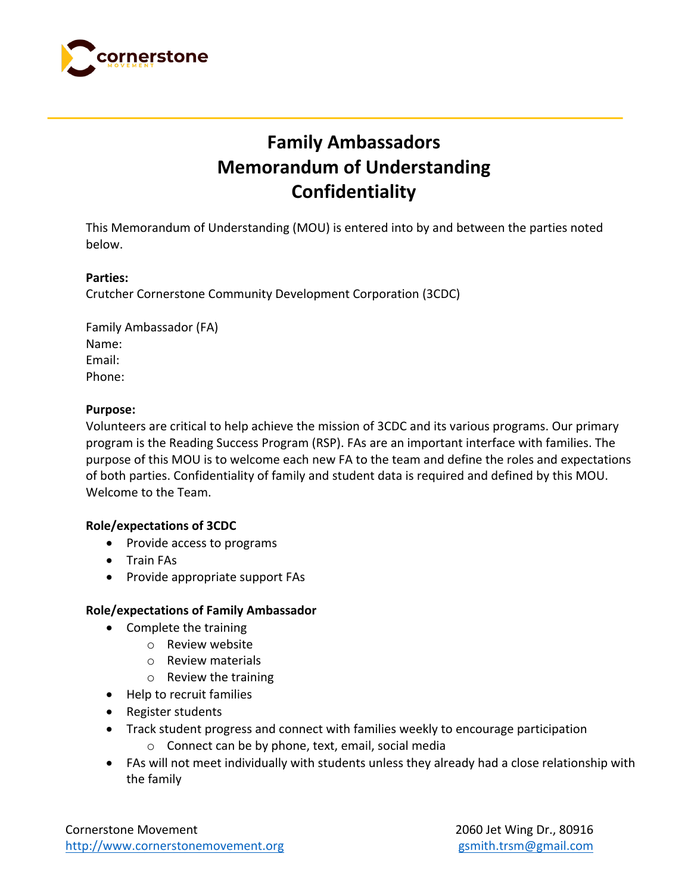cornerstone MOVEMENT

# Family Ambassadors
# Memorandum of Understanding
# Confidentiality

This Memorandum of Understanding (MOU) is entered into by and between the parties noted below.

**Parties:**
Crutcher Cornerstone Community Development Corporation (3CDC)

Family Ambassador (FA)
Name:
Email:
Phone:

**Purpose:**
Volunteers are critical to help achieve the mission of 3CDC and its various programs. Our primary program is the Reading Success Program (RSP). FAs are an important interface with families. The purpose of this MOU is to welcome each new FA to the team and define the roles and expectations of both parties. Confidentiality of family and student data is required and defined by this MOU. Welcome to the Team.

**Role/expectations of 3CDC**

- Provide access to programs
- Train FAs
- Provide appropriate support FAs

**Role/expectations of Family Ambassador**

- Complete the training
    - Review website
    - Review materials
    - Review the training
- Help to recruit families
- Register students
- Track student progress and connect with families weekly to encourage participation
    - Connect can be by phone, text, email, social media
- FAs will not meet individually with students unless they already had a close relationship with the family

Cornerstone Movement
http://www.cornerstonemovement.org
2060 Jet Wing Dr., 80916
gsmith.trsm@gmail.com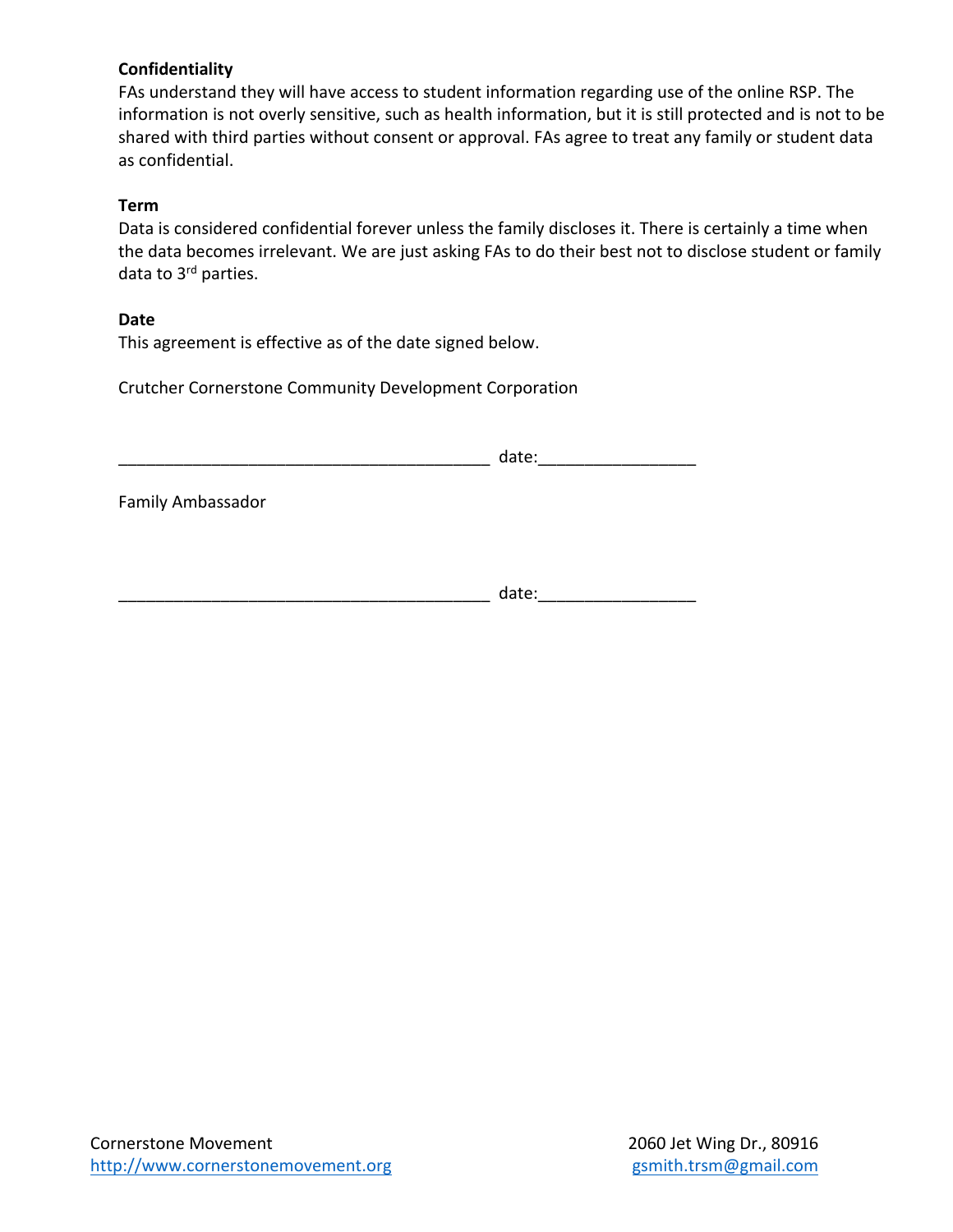**Confidentiality**

FAs understand they will have access to student information regarding use of the online RSP. The information is not overly sensitive, such as health information, but it is still protected and is not to be shared with third parties without consent or approval. FAs agree to treat any family or student data as confidential.

**Term**

Data is considered confidential forever unless the family discloses it. There is certainly a time when the data becomes irrelevant. We are just asking FAs to do their best not to disclose student or family data to 3rd parties.

**Date**

This agreement is effective as of the date signed below.

Crutcher Cornerstone Community Development Corporation

________________________________________ date:________________

Family Ambassador

________________________________________ date:________________

Cornerstone Movement
http://www.cornerstonemovement.org

2060 Jet Wing Dr., 80916
gsmith.trsm@gmail.com